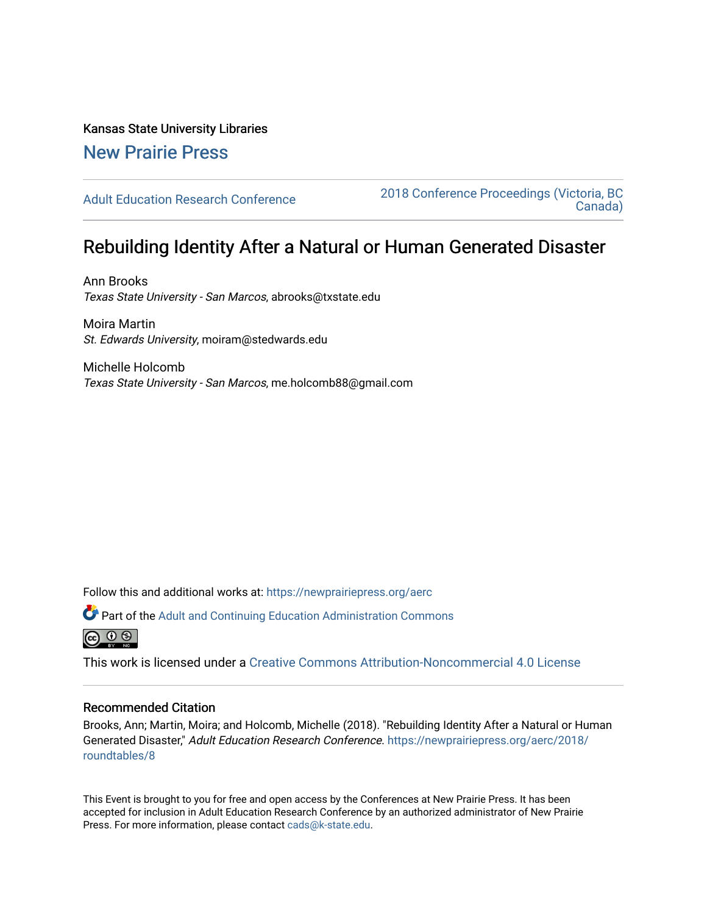Kansas State University Libraries

## New Prairie Press

Adult Education Research Conference

2018 Conference Proceedings (Victoria, BC Canada)

# Rebuilding Identity After a Natural or Human Generated Disaster

Ann Brooks
*Texas State University - San Marcos*, abrooks@txstate.edu

Moira Martin
*St. Edwards University*, moiram@stedwards.edu

Michelle Holcomb
*Texas State University - San Marcos*, me.holcomb88@gmail.com

Follow this and additional works at: https://newprairiepress.org/aerc

Part of the Adult and Continuing Education Administration Commons

This work is licensed under a Creative Commons Attribution-Noncommercial 4.0 License

### Recommended Citation

Brooks, Ann; Martin, Moira; and Holcomb, Michelle (2018). "Rebuilding Identity After a Natural or Human Generated Disaster," *Adult Education Research Conference*. https://newprairiepress.org/aerc/2018/roundtables/8

This Event is brought to you for free and open access by the Conferences at New Prairie Press. It has been accepted for inclusion in Adult Education Research Conference by an authorized administrator of New Prairie Press. For more information, please contact cads@k-state.edu.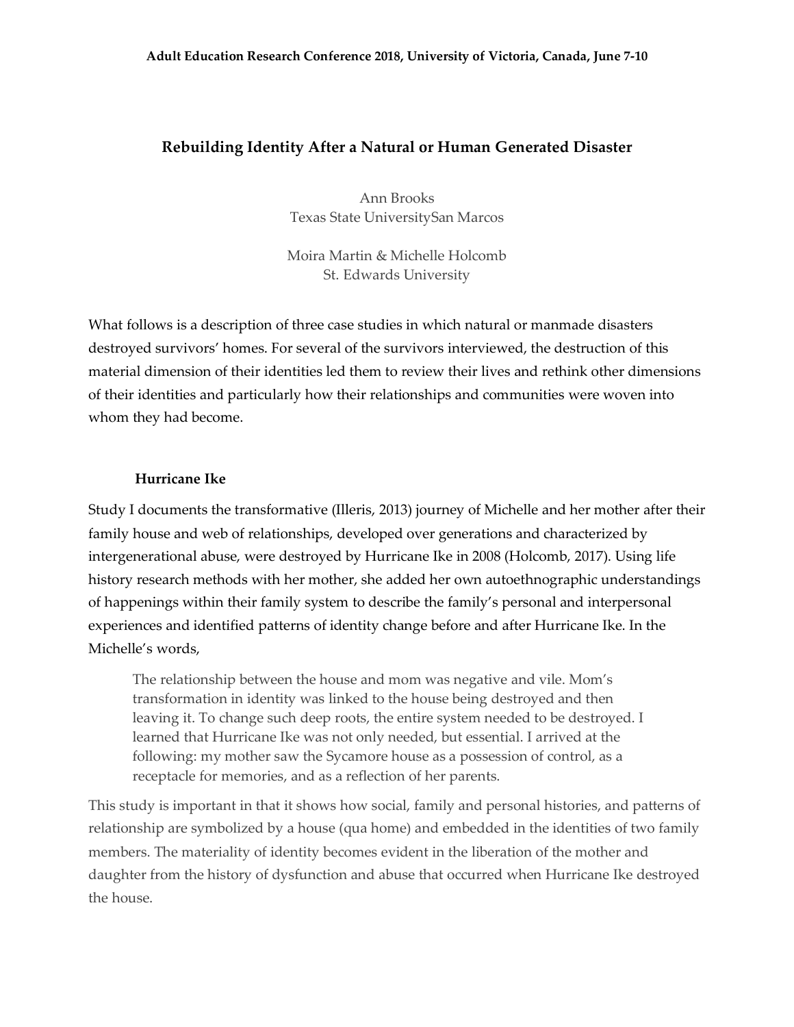# Rebuilding Identity After a Natural or Human Generated Disaster

Ann Brooks
Texas State UniversitySan Marcos

Moira Martin & Michelle Holcomb
St. Edwards University

What follows is a description of three case studies in which natural or manmade disasters destroyed survivors' homes. For several of the survivors interviewed, the destruction of this material dimension of their identities led them to review their lives and rethink other dimensions of their identities and particularly how their relationships and communities were woven into whom they had become.

## Hurricane Ike

Study I documents the transformative (Illeris, 2013) journey of Michelle and her mother after their family house and web of relationships, developed over generations and characterized by intergenerational abuse, were destroyed by Hurricane Ike in 2008 (Holcomb, 2017). Using life history research methods with her mother, she added her own autoethnographic understandings of happenings within their family system to describe the family's personal and interpersonal experiences and identified patterns of identity change before and after Hurricane Ike. In the Michelle's words,

> The relationship between the house and mom was negative and vile. Mom's transformation in identity was linked to the house being destroyed and then leaving it. To change such deep roots, the entire system needed to be destroyed. I learned that Hurricane Ike was not only needed, but essential. I arrived at the following: my mother saw the Sycamore house as a possession of control, as a receptacle for memories, and as a reflection of her parents.

This study is important in that it shows how social, family and personal histories, and patterns of relationship are symbolized by a house (qua home) and embedded in the identities of two family members. The materiality of identity becomes evident in the liberation of the mother and daughter from the history of dysfunction and abuse that occurred when Hurricane Ike destroyed the house.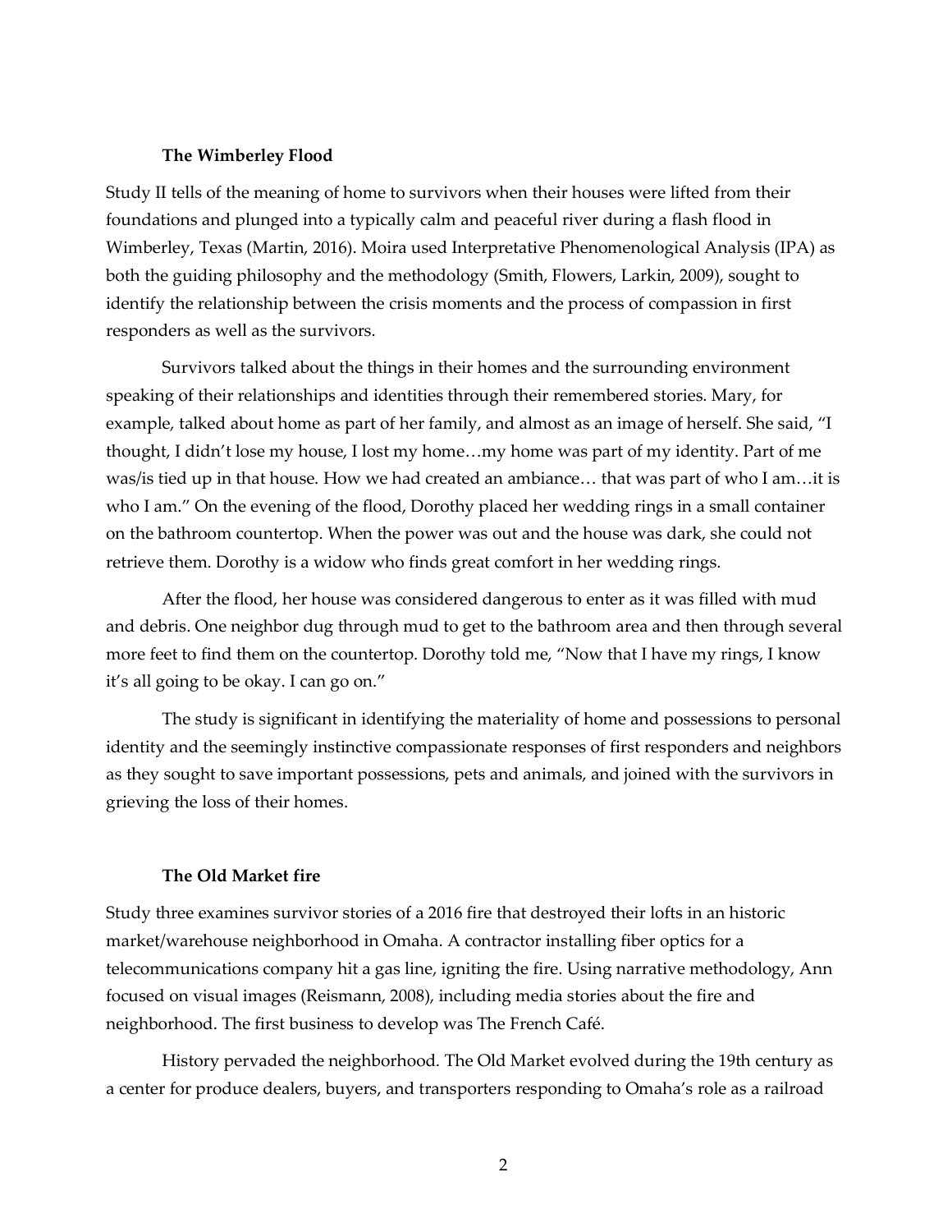### The Wimberley Flood

Study II tells of the meaning of home to survivors when their houses were lifted from their foundations and plunged into a typically calm and peaceful river during a flash flood in Wimberley, Texas (Martin, 2016). Moira used Interpretative Phenomenological Analysis (IPA) as both the guiding philosophy and the methodology (Smith, Flowers, Larkin, 2009), sought to identify the relationship between the crisis moments and the process of compassion in first responders as well as the survivors.

Survivors talked about the things in their homes and the surrounding environment speaking of their relationships and identities through their remembered stories. Mary, for example, talked about home as part of her family, and almost as an image of herself. She said, "I thought, I didn't lose my house, I lost my home…my home was part of my identity. Part of me was/is tied up in that house. How we had created an ambiance… that was part of who I am…it is who I am." On the evening of the flood, Dorothy placed her wedding rings in a small container on the bathroom countertop. When the power was out and the house was dark, she could not retrieve them. Dorothy is a widow who finds great comfort in her wedding rings.

After the flood, her house was considered dangerous to enter as it was filled with mud and debris. One neighbor dug through mud to get to the bathroom area and then through several more feet to find them on the countertop. Dorothy told me, "Now that I have my rings, I know it's all going to be okay. I can go on."

The study is significant in identifying the materiality of home and possessions to personal identity and the seemingly instinctive compassionate responses of first responders and neighbors as they sought to save important possessions, pets and animals, and joined with the survivors in grieving the loss of their homes.

### The Old Market fire

Study three examines survivor stories of a 2016 fire that destroyed their lofts in an historic market/warehouse neighborhood in Omaha. A contractor installing fiber optics for a telecommunications company hit a gas line, igniting the fire. Using narrative methodology, Ann focused on visual images (Reismann, 2008), including media stories about the fire and neighborhood. The first business to develop was The French Café.

History pervaded the neighborhood. The Old Market evolved during the 19th century as a center for produce dealers, buyers, and transporters responding to Omaha's role as a railroad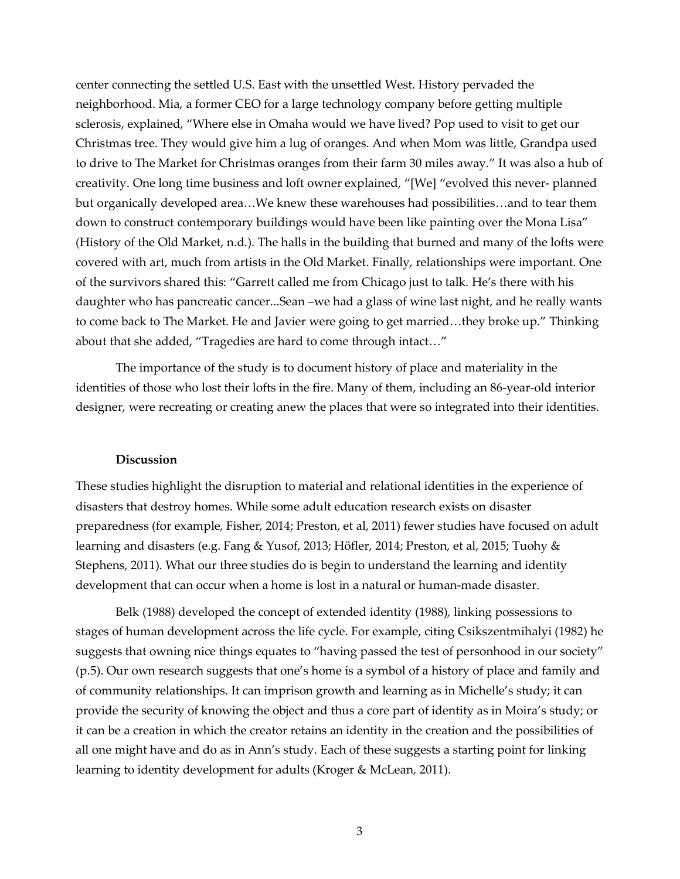center connecting the settled U.S. East with the unsettled West. History pervaded the neighborhood. Mia, a former CEO for a large technology company before getting multiple sclerosis, explained, "Where else in Omaha would we have lived? Pop used to visit to get our Christmas tree. They would give him a lug of oranges. And when Mom was little, Grandpa used to drive to The Market for Christmas oranges from their farm 30 miles away." It was also a hub of creativity. One long time business and loft owner explained, "[We] "evolved this never- planned but organically developed area…We knew these warehouses had possibilities…and to tear them down to construct contemporary buildings would have been like painting over the Mona Lisa" (History of the Old Market, n.d.). The halls in the building that burned and many of the lofts were covered with art, much from artists in the Old Market. Finally, relationships were important. One of the survivors shared this: "Garrett called me from Chicago just to talk. He's there with his daughter who has pancreatic cancer...Sean –we had a glass of wine last night, and he really wants to come back to The Market. He and Javier were going to get married…they broke up." Thinking about that she added, "Tragedies are hard to come through intact…"

The importance of the study is to document history of place and materiality in the identities of those who lost their lofts in the fire. Many of them, including an 86-year-old interior designer, were recreating or creating anew the places that were so integrated into their identities.

### Discussion

These studies highlight the disruption to material and relational identities in the experience of disasters that destroy homes. While some adult education research exists on disaster preparedness (for example, Fisher, 2014; Preston, et al, 2011) fewer studies have focused on adult learning and disasters (e.g. Fang & Yusof, 2013; Höfler, 2014; Preston, et al, 2015; Tuohy & Stephens, 2011). What our three studies do is begin to understand the learning and identity development that can occur when a home is lost in a natural or human-made disaster.

Belk (1988) developed the concept of extended identity (1988), linking possessions to stages of human development across the life cycle. For example, citing Csikszentmihalyi (1982) he suggests that owning nice things equates to "having passed the test of personhood in our society" (p.5). Our own research suggests that one's home is a symbol of a history of place and family and of community relationships. It can imprison growth and learning as in Michelle's study; it can provide the security of knowing the object and thus a core part of identity as in Moira's study; or it can be a creation in which the creator retains an identity in the creation and the possibilities of all one might have and do as in Ann's study. Each of these suggests a starting point for linking learning to identity development for adults (Kroger & McLean, 2011).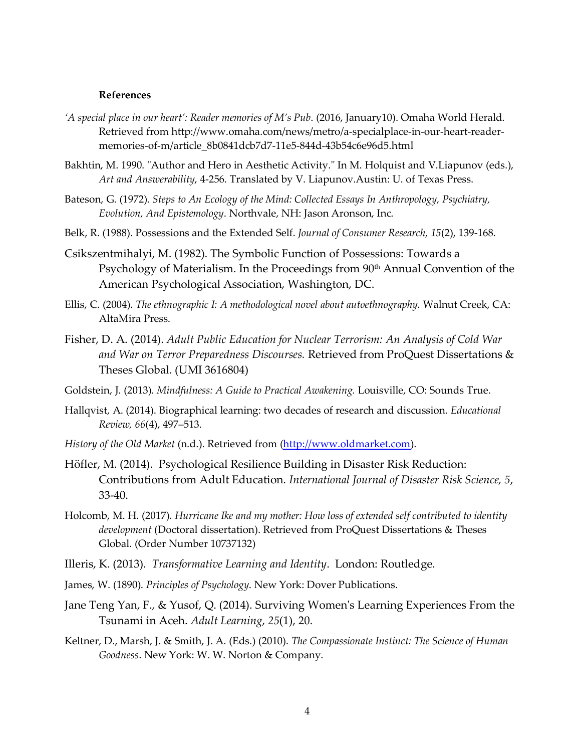**References**

*'A special place in our heart': Reader memories of M's Pub*. (2016, January10). Omaha World Herald. Retrieved from http://www.omaha.com/news/metro/a-specialplace-in-our-heart-reader-memories-of-m/article_8b0841dcb7d7-11e5-844d-43b54c6e96d5.html

Bakhtin, M. 1990. "Author and Hero in Aesthetic Activity." In M. Holquist and V.Liapunov (eds.), *Art and Answerability*, 4-256. Translated by V. Liapunov.Austin: U. of Texas Press.

Bateson, G. (1972). *Steps to An Ecology of the Mind: Collected Essays In Anthropology, Psychiatry, Evolution, And Epistemology*. Northvale, NH: Jason Aronson, Inc.

Belk, R. (1988). Possessions and the Extended Self. *Journal of Consumer Research, 15*(2), 139-168.

Csikszentmihalyi, M. (1982). The Symbolic Function of Possessions: Towards a Psychology of Materialism. In the Proceedings from 90th Annual Convention of the American Psychological Association, Washington, DC.

Ellis, C. (2004). *The ethnographic I: A methodological novel about autoethnography.* Walnut Creek, CA: AltaMira Press.

Fisher, D. A. (2014). *Adult Public Education for Nuclear Terrorism: An Analysis of Cold War and War on Terror Preparedness Discourses.* Retrieved from ProQuest Dissertations & Theses Global. (UMI 3616804)

Goldstein, J. (2013). *Mindfulness: A Guide to Practical Awakening.* Louisville, CO: Sounds True.

Hallqvist, A. (2014). Biographical learning: two decades of research and discussion. *Educational Review, 66*(4), 497–513.

*History of the Old Market* (n.d.). Retrieved from (http://www.oldmarket.com).

Höfler, M. (2014). Psychological Resilience Building in Disaster Risk Reduction: Contributions from Adult Education. *International Journal of Disaster Risk Science, 5*, 33-40.

Holcomb, M. H. (2017). *Hurricane Ike and my mother: How loss of extended self contributed to identity development* (Doctoral dissertation). Retrieved from ProQuest Dissertations & Theses Global. (Order Number 10737132)

Illeris, K. (2013). *Transformative Learning and Identity*. London: Routledge.

James, W. (1890). *Principles of Psychology*. New York: Dover Publications.

Jane Teng Yan, F., & Yusof, Q. (2014). Surviving Women's Learning Experiences From the Tsunami in Aceh. *Adult Learning*, *25*(1), 20.

Keltner, D., Marsh, J. & Smith, J. A. (Eds.) (2010). *The Compassionate Instinct: The Science of Human Goodness*. New York: W. W. Norton & Company.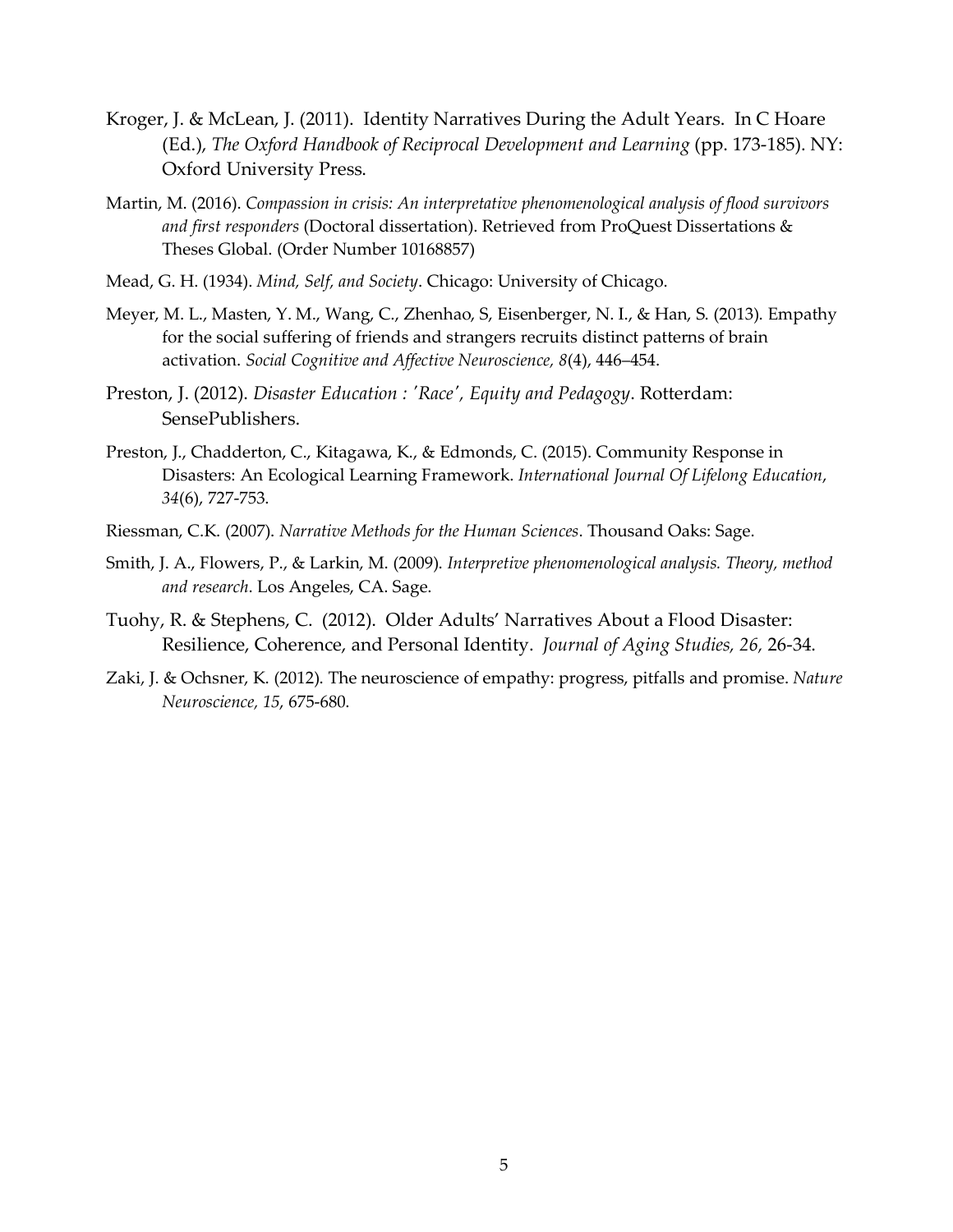Kroger, J. & McLean, J. (2011). Identity Narratives During the Adult Years. In C Hoare (Ed.), *The Oxford Handbook of Reciprocal Development and Learning* (pp. 173-185). NY: Oxford University Press.

Martin, M. (2016). *Compassion in crisis: An interpretative phenomenological analysis of flood survivors and first responders* (Doctoral dissertation). Retrieved from ProQuest Dissertations & Theses Global. (Order Number 10168857)

Mead, G. H. (1934). *Mind, Self, and Society*. Chicago: University of Chicago.

Meyer, M. L., Masten, Y. M., Wang, C., Zhenhao, S, Eisenberger, N. I., & Han, S. (2013). Empathy for the social suffering of friends and strangers recruits distinct patterns of brain activation. *Social Cognitive and Affective Neuroscience, 8*(4), 446–454.

Preston, J. (2012). *Disaster Education : 'Race', Equity and Pedagogy*. Rotterdam: SensePublishers.

Preston, J., Chadderton, C., Kitagawa, K., & Edmonds, C. (2015). Community Response in Disasters: An Ecological Learning Framework. *International Journal Of Lifelong Education*, *34*(6), 727-753.

Riessman, C.K. (2007). *Narrative Methods for the Human Sciences*. Thousand Oaks: Sage.

Smith, J. A., Flowers, P., & Larkin, M. (2009). *Interpretive phenomenological analysis. Theory, method and research*. Los Angeles, CA. Sage.

Tuohy, R. & Stephens, C. (2012). Older Adults' Narratives About a Flood Disaster: Resilience, Coherence, and Personal Identity. *Journal of Aging Studies, 26*, 26-34.

Zaki, J. & Ochsner, K. (2012). The neuroscience of empathy: progress, pitfalls and promise. *Nature Neuroscience, 15*, 675-680.